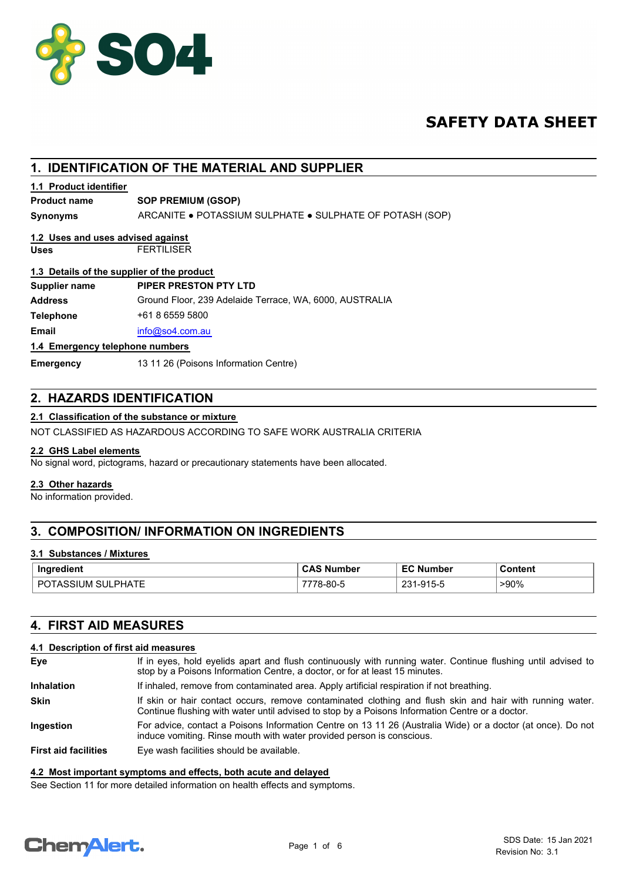# SAFETY DATA SHEET

## 1. IDENTIFICATION OF THE MATERIAL AND SUPPLIER

### 1.1 Product identifier

**Product name** **SOP PREMIUM (GSOP)**

**Synonyms** ARCANITE ● POTASSIUM SULPHATE ● SULPHATE OF POTASH (SOP)

### 1.2 Uses and uses advised against

**Uses** FERTILISER

### 1.3 Details of the supplier of the product

**Supplier name** **PIPER PRESTON PTY LTD**

**Address** Ground Floor, 239 Adelaide Terrace, WA, 6000, AUSTRALIA

**Telephone** +61 8 6559 5800

**Email** info@so4.com.au

### 1.4 Emergency telephone numbers

**Emergency** 13 11 26 (Poisons Information Centre)

## 2. HAZARDS IDENTIFICATION

### 2.1 Classification of the substance or mixture

NOT CLASSIFIED AS HAZARDOUS ACCORDING TO SAFE WORK AUSTRALIA CRITERIA

### 2.2 GHS Label elements

No signal word, pictograms, hazard or precautionary statements have been allocated.

### 2.3 Other hazards

No information provided.

## 3. COMPOSITION/ INFORMATION ON INGREDIENTS

### 3.1 Substances / Mixtures

| Ingredient | CAS Number | EC Number | Content |
|---|---|---|---|
| POTASSIUM SULPHATE | 7778-80-5 | 231-915-5 | >90% |

## 4. FIRST AID MEASURES

### 4.1 Description of first aid measures

**Eye** If in eyes, hold eyelids apart and flush continuously with running water. Continue flushing until advised to stop by a Poisons Information Centre, a doctor, or for at least 15 minutes.

**Inhalation** If inhaled, remove from contaminated area. Apply artificial respiration if not breathing.

**Skin** If skin or hair contact occurs, remove contaminated clothing and flush skin and hair with running water. Continue flushing with water until advised to stop by a Poisons Information Centre or a doctor.

**Ingestion** For advice, contact a Poisons Information Centre on 13 11 26 (Australia Wide) or a doctor (at once). Do not induce vomiting. Rinse mouth with water provided person is conscious.

**First aid facilities** Eye wash facilities should be available.

### 4.2 Most important symptoms and effects, both acute and delayed

See Section 11 for more detailed information on health effects and symptoms.

SDS Date: 15 Jan 2021
Revision No: 3.1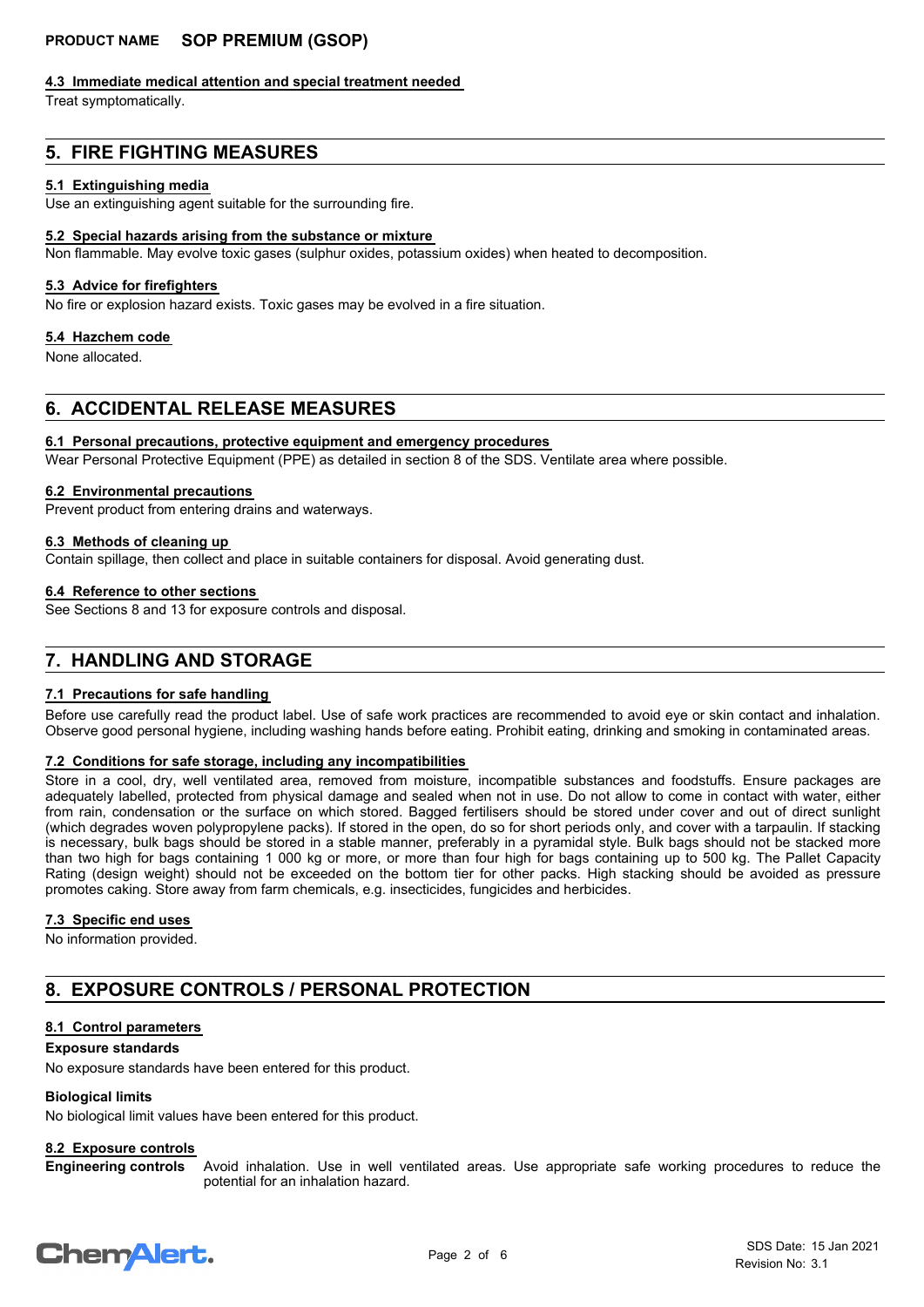#### 4.3 Immediate medical attention and special treatment needed

Treat symptomatically.

## 5. FIRE FIGHTING MEASURES

#### 5.1 Extinguishing media

Use an extinguishing agent suitable for the surrounding fire.

#### 5.2 Special hazards arising from the substance or mixture

Non flammable. May evolve toxic gases (sulphur oxides, potassium oxides) when heated to decomposition.

#### 5.3 Advice for firefighters

No fire or explosion hazard exists. Toxic gases may be evolved in a fire situation.

#### 5.4 Hazchem code

None allocated.

## 6. ACCIDENTAL RELEASE MEASURES

#### 6.1 Personal precautions, protective equipment and emergency procedures

Wear Personal Protective Equipment (PPE) as detailed in section 8 of the SDS. Ventilate area where possible.

#### 6.2 Environmental precautions

Prevent product from entering drains and waterways.

#### 6.3 Methods of cleaning up

Contain spillage, then collect and place in suitable containers for disposal. Avoid generating dust.

#### 6.4 Reference to other sections

See Sections 8 and 13 for exposure controls and disposal.

## 7. HANDLING AND STORAGE

#### 7.1 Precautions for safe handling

Before use carefully read the product label. Use of safe work practices are recommended to avoid eye or skin contact and inhalation. Observe good personal hygiene, including washing hands before eating. Prohibit eating, drinking and smoking in contaminated areas.

#### 7.2 Conditions for safe storage, including any incompatibilities

Store in a cool, dry, well ventilated area, removed from moisture, incompatible substances and foodstuffs. Ensure packages are adequately labelled, protected from physical damage and sealed when not in use. Do not allow to come in contact with water, either from rain, condensation or the surface on which stored. Bagged fertilisers should be stored under cover and out of direct sunlight (which degrades woven polypropylene packs). If stored in the open, do so for short periods only, and cover with a tarpaulin. If stacking is necessary, bulk bags should be stored in a stable manner, preferably in a pyramidal style. Bulk bags should not be stacked more than two high for bags containing 1 000 kg or more, or more than four high for bags containing up to 500 kg. The Pallet Capacity Rating (design weight) should not be exceeded on the bottom tier for other packs. High stacking should be avoided as pressure promotes caking. Store away from farm chemicals, e.g. insecticides, fungicides and herbicides.

#### 7.3 Specific end uses

No information provided.

## 8. EXPOSURE CONTROLS / PERSONAL PROTECTION

#### 8.1 Control parameters

**Exposure standards**

No exposure standards have been entered for this product.

**Biological limits**

No biological limit values have been entered for this product.

#### 8.2 Exposure controls

**Engineering controls** Avoid inhalation. Use in well ventilated areas. Use appropriate safe working procedures to reduce the potential for an inhalation hazard.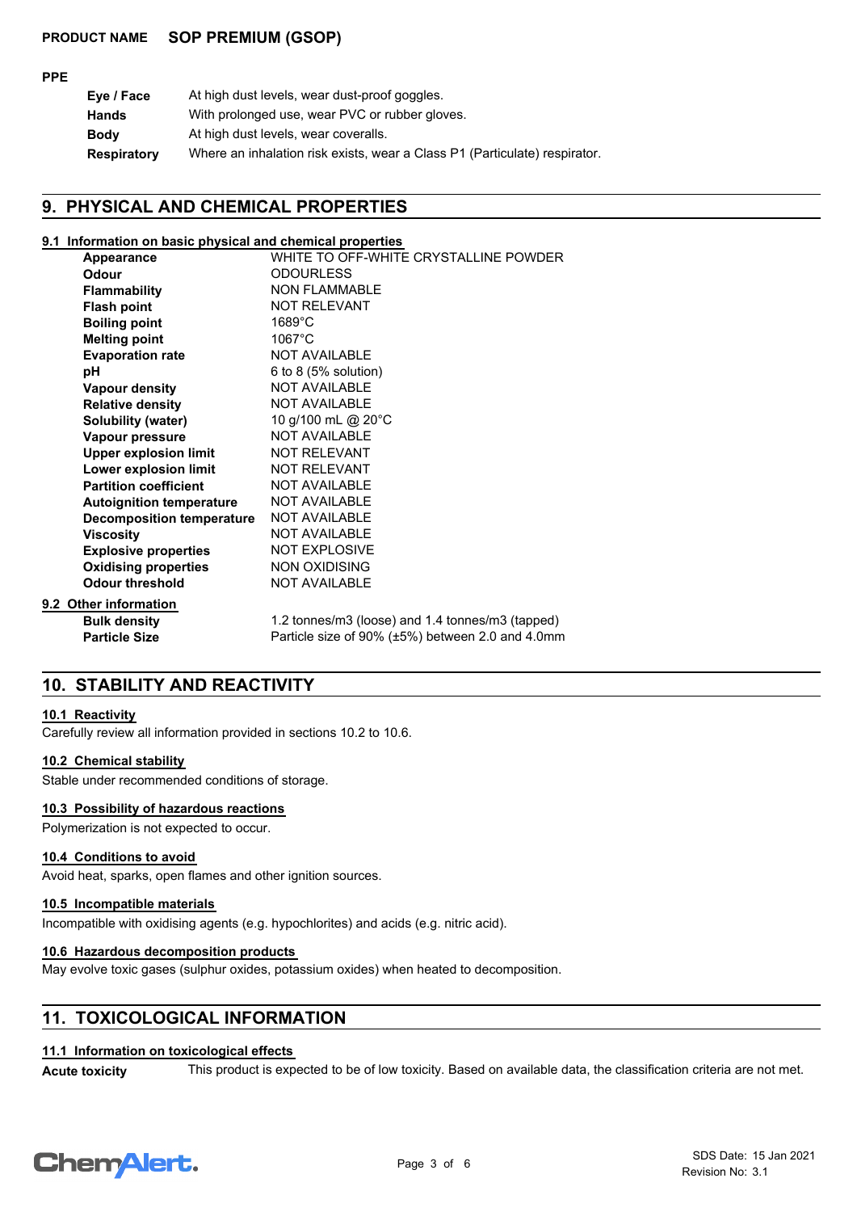**PPE**

| | |
|---|---|
| **Eye / Face** | At high dust levels, wear dust-proof goggles. |
| **Hands** | With prolonged use, wear PVC or rubber gloves. |
| **Body** | At high dust levels, wear coveralls. |
| **Respiratory** | Where an inhalation risk exists, wear a Class P1 (Particulate) respirator. |

## 9. PHYSICAL AND CHEMICAL PROPERTIES

### 9.1 Information on basic physical and chemical properties

| | |
|---|---|
| **Appearance** | WHITE TO OFF-WHITE CRYSTALLINE POWDER |
| **Odour** | ODOURLESS |
| **Flammability** | NON FLAMMABLE |
| **Flash point** | NOT RELEVANT |
| **Boiling point** | 1689°C |
| **Melting point** | 1067°C |
| **Evaporation rate** | NOT AVAILABLE |
| **pH** | 6 to 8 (5% solution) |
| **Vapour density** | NOT AVAILABLE |
| **Relative density** | NOT AVAILABLE |
| **Solubility (water)** | 10 g/100 mL @ 20°C |
| **Vapour pressure** | NOT AVAILABLE |
| **Upper explosion limit** | NOT RELEVANT |
| **Lower explosion limit** | NOT RELEVANT |
| **Partition coefficient** | NOT AVAILABLE |
| **Autoignition temperature** | NOT AVAILABLE |
| **Decomposition temperature** | NOT AVAILABLE |
| **Viscosity** | NOT AVAILABLE |
| **Explosive properties** | NOT EXPLOSIVE |
| **Oxidising properties** | NON OXIDISING |
| **Odour threshold** | NOT AVAILABLE |

### 9.2 Other information

| | |
|---|---|
| **Bulk density** | 1.2 tonnes/m3 (loose) and 1.4 tonnes/m3 (tapped) |
| **Particle Size** | Particle size of 90% (±5%) between 2.0 and 4.0mm |

## 10. STABILITY AND REACTIVITY

### 10.1 Reactivity

Carefully review all information provided in sections 10.2 to 10.6.

### 10.2 Chemical stability

Stable under recommended conditions of storage.

### 10.3 Possibility of hazardous reactions

Polymerization is not expected to occur.

### 10.4 Conditions to avoid

Avoid heat, sparks, open flames and other ignition sources.

### 10.5 Incompatible materials

Incompatible with oxidising agents (e.g. hypochlorites) and acids (e.g. nitric acid).

### 10.6 Hazardous decomposition products

May evolve toxic gases (sulphur oxides, potassium oxides) when heated to decomposition.

## 11. TOXICOLOGICAL INFORMATION

### 11.1 Information on toxicological effects

**Acute toxicity** This product is expected to be of low toxicity. Based on available data, the classification criteria are not met.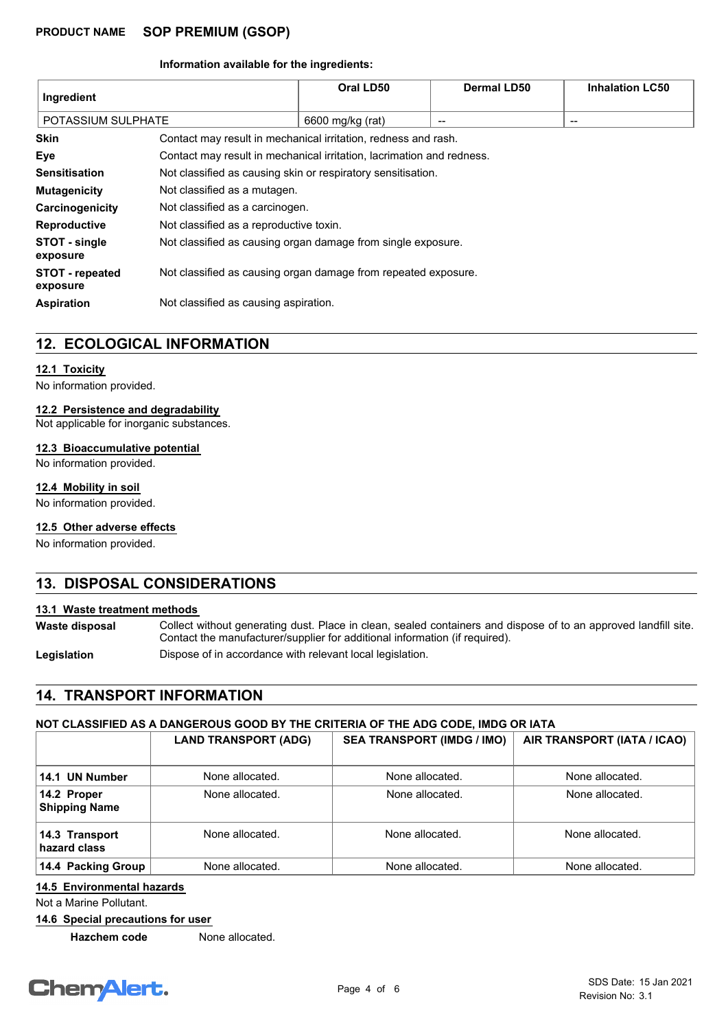**Information available for the ingredients:**

| Ingredient | Oral LD50 | Dermal LD50 | Inhalation LC50 |
|---|---|---|---|
| POTASSIUM SULPHATE | 6600 mg/kg (rat) | -- | -- |

| | |
|---|---|
| **Skin** | Contact may result in mechanical irritation, redness and rash. |
| **Eye** | Contact may result in mechanical irritation, lacrimation and redness. |
| **Sensitisation** | Not classified as causing skin or respiratory sensitisation. |
| **Mutagenicity** | Not classified as a mutagen. |
| **Carcinogenicity** | Not classified as a carcinogen. |
| **Reproductive** | Not classified as a reproductive toxin. |
| **STOT - single exposure** | Not classified as causing organ damage from single exposure. |
| **STOT - repeated exposure** | Not classified as causing organ damage from repeated exposure. |
| **Aspiration** | Not classified as causing aspiration. |

## 12. ECOLOGICAL INFORMATION

### 12.1 Toxicity

No information provided.

### 12.2 Persistence and degradability

Not applicable for inorganic substances.

### 12.3 Bioaccumulative potential

No information provided.

### 12.4 Mobility in soil

No information provided.

### 12.5 Other adverse effects

No information provided.

## 13. DISPOSAL CONSIDERATIONS

### 13.1 Waste treatment methods

| | |
|---|---|
| **Waste disposal** | Collect without generating dust. Place in clean, sealed containers and dispose of to an approved landfill site. Contact the manufacturer/supplier for additional information (if required). |
| **Legislation** | Dispose of in accordance with relevant local legislation. |

## 14. TRANSPORT INFORMATION

**NOT CLASSIFIED AS A DANGEROUS GOOD BY THE CRITERIA OF THE ADG CODE, IMDG OR IATA**

| | LAND TRANSPORT (ADG) | SEA TRANSPORT (IMDG / IMO) | AIR TRANSPORT (IATA / ICAO) |
|---|---|---|---|
| **14.1 UN Number** | None allocated. | None allocated. | None allocated. |
| **14.2 Proper Shipping Name** | None allocated. | None allocated. | None allocated. |
| **14.3 Transport hazard class** | None allocated. | None allocated. | None allocated. |
| **14.4 Packing Group** | None allocated. | None allocated. | None allocated. |

### 14.5 Environmental hazards

Not a Marine Pollutant.

### 14.6 Special precautions for user

**Hazchem code** None allocated.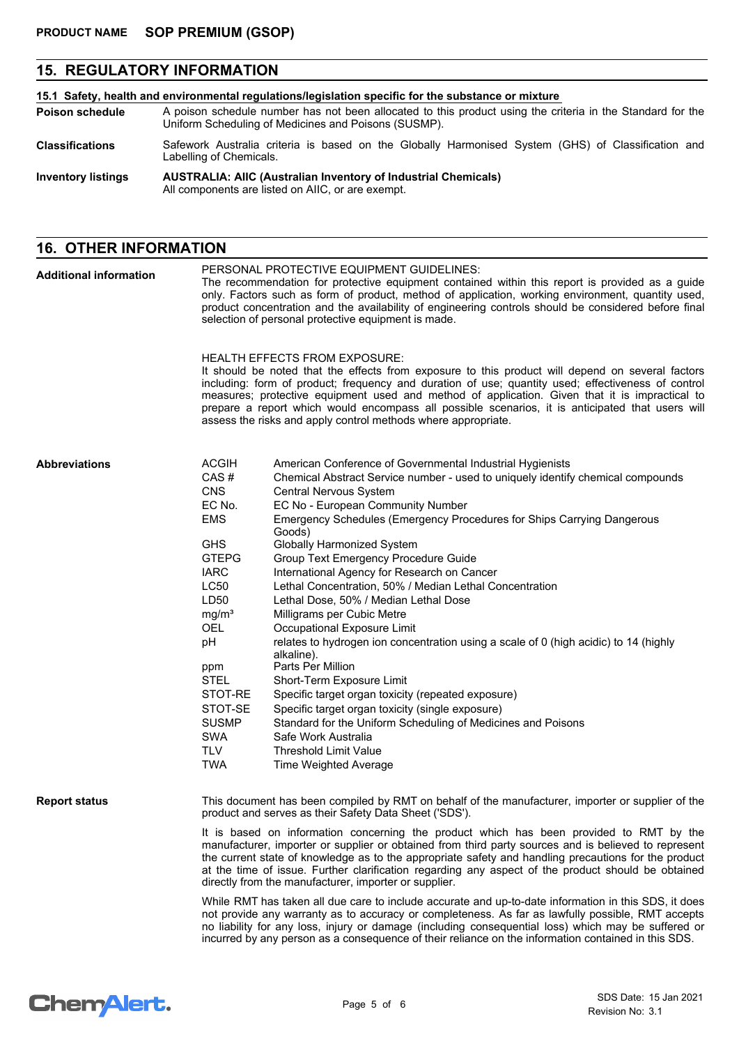## 15. REGULATORY INFORMATION

### 15.1 Safety, health and environmental regulations/legislation specific for the substance or mixture

**Poison schedule** A poison schedule number has not been allocated to this product using the criteria in the Standard for the Uniform Scheduling of Medicines and Poisons (SUSMP).

**Classifications** Safework Australia criteria is based on the Globally Harmonised System (GHS) of Classification and Labelling of Chemicals.

**Inventory listings** **AUSTRALIA: AIIC (Australian Inventory of Industrial Chemicals)**
All components are listed on AIIC, or are exempt.

## 16. OTHER INFORMATION

**Additional information**

PERSONAL PROTECTIVE EQUIPMENT GUIDELINES:
The recommendation for protective equipment contained within this report is provided as a guide only. Factors such as form of product, method of application, working environment, quantity used, product concentration and the availability of engineering controls should be considered before final selection of personal protective equipment is made.

HEALTH EFFECTS FROM EXPOSURE:
It should be noted that the effects from exposure to this product will depend on several factors including: form of product; frequency and duration of use; quantity used; effectiveness of control measures; protective equipment used and method of application. Given that it is impractical to prepare a report which would encompass all possible scenarios, it is anticipated that users will assess the risks and apply control methods where appropriate.

**Abbreviations**

| Abbreviation | Meaning |
|---|---|
| ACGIH | American Conference of Governmental Industrial Hygienists |
| CAS # | Chemical Abstract Service number - used to uniquely identify chemical compounds |
| CNS | Central Nervous System |
| EC No. | EC No - European Community Number |
| EMS | Emergency Schedules (Emergency Procedures for Ships Carrying Dangerous Goods) |
| GHS | Globally Harmonized System |
| GTEPG | Group Text Emergency Procedure Guide |
| IARC | International Agency for Research on Cancer |
| LC50 | Lethal Concentration, 50% / Median Lethal Concentration |
| LD50 | Lethal Dose, 50% / Median Lethal Dose |
| mg/m³ | Milligrams per Cubic Metre |
| OEL | Occupational Exposure Limit |
| pH | relates to hydrogen ion concentration using a scale of 0 (high acidic) to 14 (highly alkaline). |
| ppm | Parts Per Million |
| STEL | Short-Term Exposure Limit |
| STOT-RE | Specific target organ toxicity (repeated exposure) |
| STOT-SE | Specific target organ toxicity (single exposure) |
| SUSMP | Standard for the Uniform Scheduling of Medicines and Poisons |
| SWA | Safe Work Australia |
| TLV | Threshold Limit Value |
| TWA | Time Weighted Average |

**Report status**

This document has been compiled by RMT on behalf of the manufacturer, importer or supplier of the product and serves as their Safety Data Sheet ('SDS').

It is based on information concerning the product which has been provided to RMT by the manufacturer, importer or supplier or obtained from third party sources and is believed to represent the current state of knowledge as to the appropriate safety and handling precautions for the product at the time of issue. Further clarification regarding any aspect of the product should be obtained directly from the manufacturer, importer or supplier.

While RMT has taken all due care to include accurate and up-to-date information in this SDS, it does not provide any warranty as to accuracy or completeness. As far as lawfully possible, RMT accepts no liability for any loss, injury or damage (including consequential loss) which may be suffered or incurred by any person as a consequence of their reliance on the information contained in this SDS.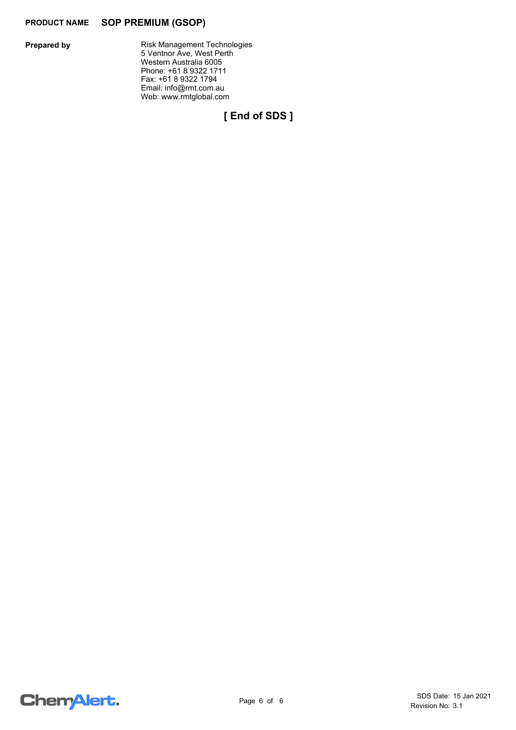**Prepared by**

Risk Management Technologies
5 Ventnor Ave, West Perth
Western Australia 6005
Phone: +61 8 9322 1711
Fax: +61 8 9322 1794
Email: info@rmt.com.au
Web: www.rmtglobal.com

**[ End of SDS ]**